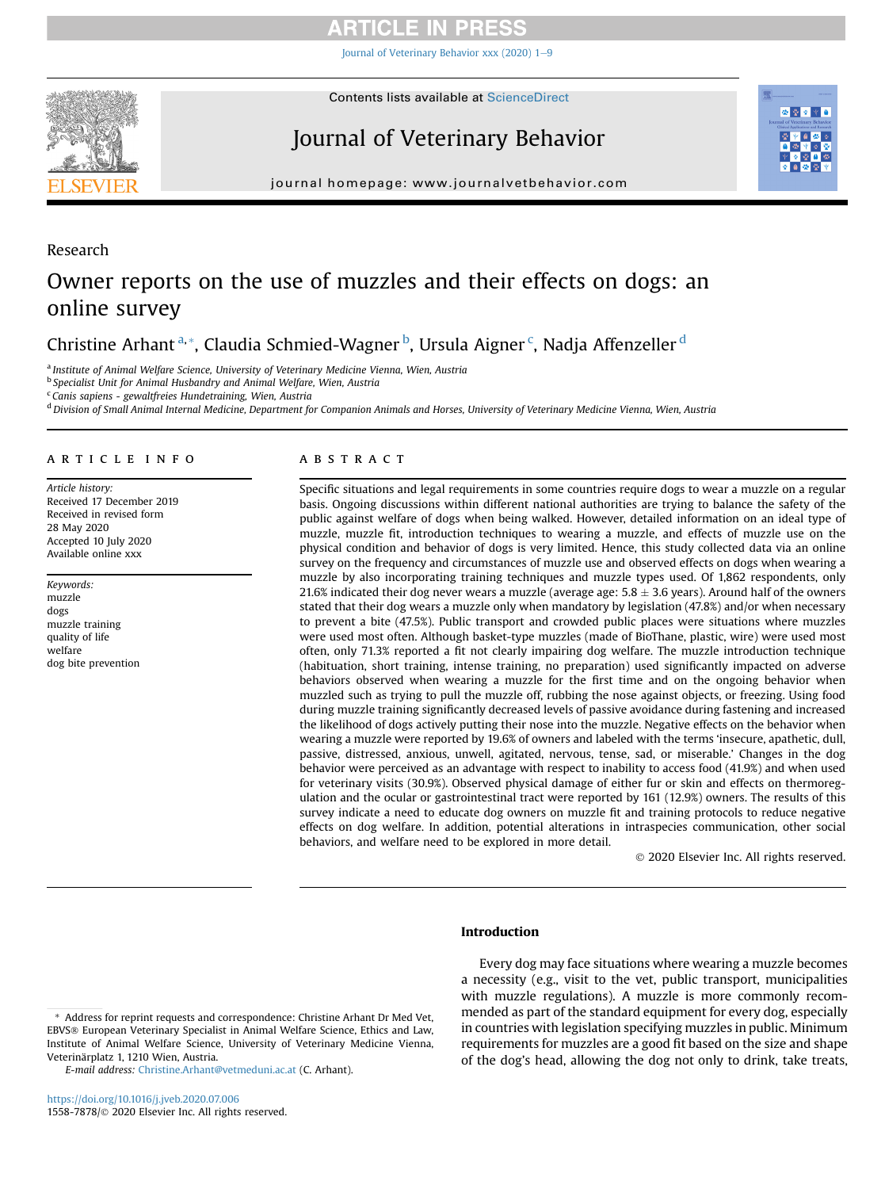Research

# Owner reports on the use of muzzles and their effects on dogs: an online survey

Christine Arhant [a,*], Claudia Schmied-Wagner [b], Ursula Aigner [c], Nadja Affenzeller [d]

[a] Institute of Animal Welfare Science, University of Veterinary Medicine Vienna, Wien, Austria
[b] Specialist Unit for Animal Husbandry and Animal Welfare, Wien, Austria
[c] Canis sapiens - gewaltfreies Hundetraining, Wien, Austria
[d] Division of Small Animal Internal Medicine, Department for Companion Animals and Horses, University of Veterinary Medicine Vienna, Wien, Austria

## ARTICLE INFO

*Article history:*
Received 17 December 2019
Received in revised form 28 May 2020
Accepted 10 July 2020
Available online xxx

*Keywords:*
muzzle
dogs
muzzle training
quality of life
welfare
dog bite prevention

## ABSTRACT

Specific situations and legal requirements in some countries require dogs to wear a muzzle on a regular basis. Ongoing discussions within different national authorities are trying to balance the safety of the public against welfare of dogs when being walked. However, detailed information on an ideal type of muzzle, muzzle fit, introduction techniques to wearing a muzzle, and effects of muzzle use on the physical condition and behavior of dogs is very limited. Hence, this study collected data via an online survey on the frequency and circumstances of muzzle use and observed effects on dogs when wearing a muzzle by also incorporating training techniques and muzzle types used. Of 1,862 respondents, only 21.6% indicated their dog never wears a muzzle (average age: 5.8 ± 3.6 years). Around half of the owners stated that their dog wears a muzzle only when mandatory by legislation (47.8%) and/or when necessary to prevent a bite (47.5%). Public transport and crowded public places were situations where muzzles were used most often. Although basket-type muzzles (made of BioThane, plastic, wire) were used most often, only 71.3% reported a fit not clearly impairing dog welfare. The muzzle introduction technique (habituation, short training, intense training, no preparation) used significantly impacted on adverse behaviors observed when wearing a muzzle for the first time and on the ongoing behavior when muzzled such as trying to pull the muzzle off, rubbing the nose against objects, or freezing. Using food during muzzle training significantly decreased levels of passive avoidance during fastening and increased the likelihood of dogs actively putting their nose into the muzzle. Negative effects on the behavior when wearing a muzzle were reported by 19.6% of owners and labeled with the terms 'insecure, apathetic, dull, passive, distressed, anxious, unwell, agitated, nervous, tense, sad, or miserable.' Changes in the dog behavior were perceived as an advantage with respect to inability to access food (41.9%) and when used for veterinary visits (30.9%). Observed physical damage of either fur or skin and effects on thermoregulation and the ocular or gastrointestinal tract were reported by 161 (12.9%) owners. The results of this survey indicate a need to educate dog owners on muzzle fit and training protocols to reduce negative effects on dog welfare. In addition, potential alterations in intraspecies communication, other social behaviors, and welfare need to be explored in more detail.

© 2020 Elsevier Inc. All rights reserved.

## Introduction

Every dog may face situations where wearing a muzzle becomes a necessity (e.g., visit to the vet, public transport, municipalities with muzzle regulations). A muzzle is more commonly recommended as part of the standard equipment for every dog, especially in countries with legislation specifying muzzles in public. Minimum requirements for muzzles are a good fit based on the size and shape of the dog's head, allowing the dog not only to drink, take treats,

\* Address for reprint requests and correspondence: Christine Arhant Dr Med Vet, EBVS® European Veterinary Specialist in Animal Welfare Science, Ethics and Law, Institute of Animal Welfare Science, University of Veterinary Medicine Vienna, Veterinärplatz 1, 1210 Wien, Austria.
E-mail address: Christine.Arhant@vetmeduni.ac.at (C. Arhant).

https://doi.org/10.1016/j.jveb.2020.07.006
1558-7878/© 2020 Elsevier Inc. All rights reserved.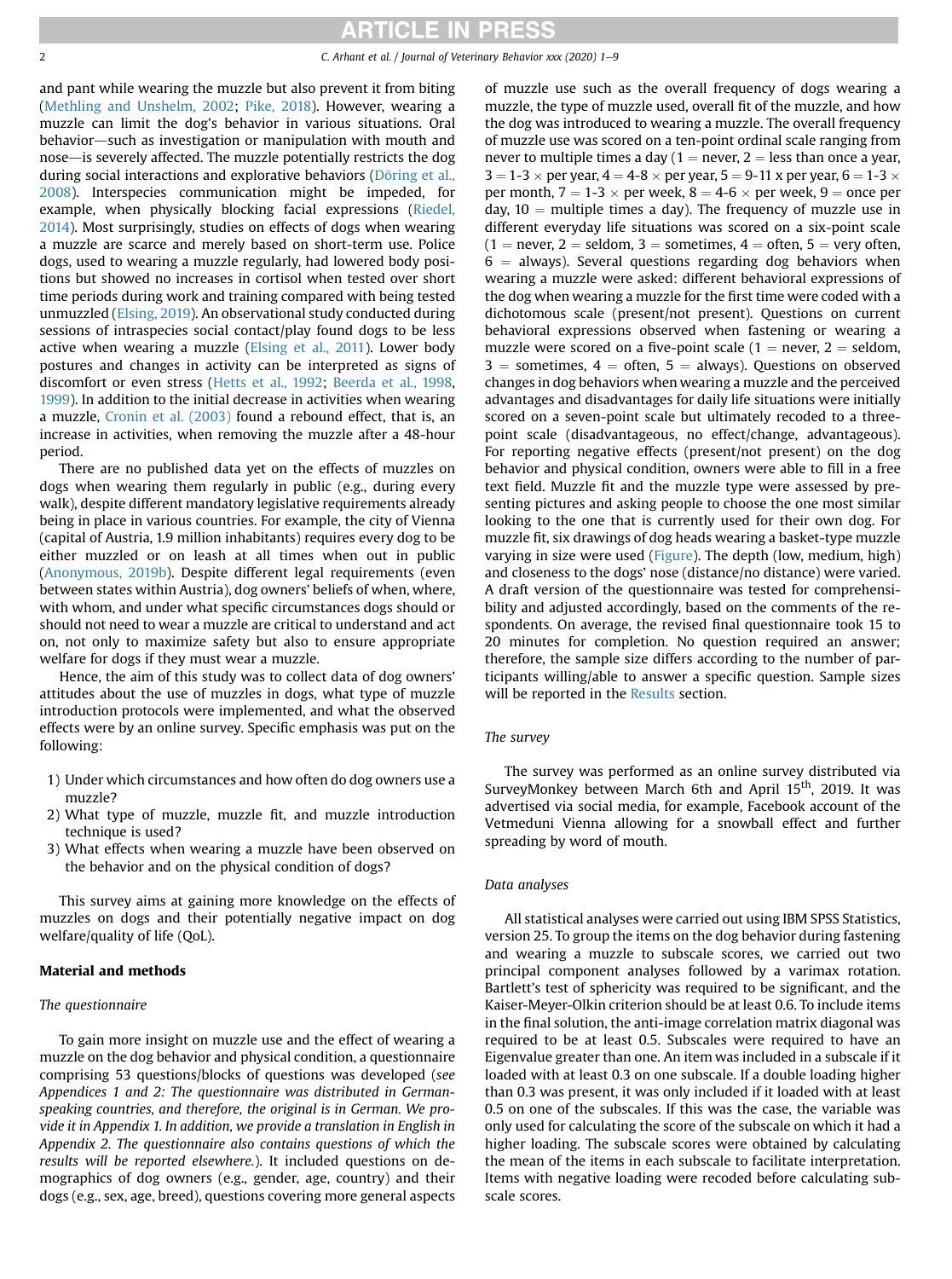and pant while wearing the muzzle but also prevent it from biting (Methling and Unshelm, 2002; Pike, 2018). However, wearing a muzzle can limit the dog's behavior in various situations. Oral behavior—such as investigation or manipulation with mouth and nose—is severely affected. The muzzle potentially restricts the dog during social interactions and explorative behaviors (Döring et al., 2008). Interspecies communication might be impeded, for example, when physically blocking facial expressions (Riedel, 2014). Most surprisingly, studies on effects of dogs when wearing a muzzle are scarce and merely based on short-term use. Police dogs, used to wearing a muzzle regularly, had lowered body positions but showed no increases in cortisol when tested over short time periods during work and training compared with being tested unmuzzled (Elsing, 2019). An observational study conducted during sessions of intraspecies social contact/play found dogs to be less active when wearing a muzzle (Elsing et al., 2011). Lower body postures and changes in activity can be interpreted as signs of discomfort or even stress (Hetts et al., 1992; Beerda et al., 1998, 1999). In addition to the initial decrease in activities when wearing a muzzle, Cronin et al. (2003) found a rebound effect, that is, an increase in activities, when removing the muzzle after a 48-hour period.

There are no published data yet on the effects of muzzles on dogs when wearing them regularly in public (e.g., during every walk), despite different mandatory legislative requirements already being in place in various countries. For example, the city of Vienna (capital of Austria, 1.9 million inhabitants) requires every dog to be either muzzled or on leash at all times when out in public (Anonymous, 2019b). Despite different legal requirements (even between states within Austria), dog owners' beliefs of when, where, with whom, and under what specific circumstances dogs should or should not need to wear a muzzle are critical to understand and act on, not only to maximize safety but also to ensure appropriate welfare for dogs if they must wear a muzzle.

Hence, the aim of this study was to collect data of dog owners' attitudes about the use of muzzles in dogs, what type of muzzle introduction protocols were implemented, and what the observed effects were by an online survey. Specific emphasis was put on the following:

1) Under which circumstances and how often do dog owners use a muzzle?
2) What type of muzzle, muzzle fit, and muzzle introduction technique is used?
3) What effects when wearing a muzzle have been observed on the behavior and on the physical condition of dogs?

This survey aims at gaining more knowledge on the effects of muzzles on dogs and their potentially negative impact on dog welfare/quality of life (QoL).

## Material and methods

### The questionnaire

To gain more insight on muzzle use and the effect of wearing a muzzle on the dog behavior and physical condition, a questionnaire comprising 53 questions/blocks of questions was developed (*see Appendices 1 and 2: The questionnaire was distributed in German-speaking countries, and therefore, the original is in German. We provide it in Appendix 1. In addition, we provide a translation in English in Appendix 2. The questionnaire also contains questions of which the results will be reported elsewhere.*). It included questions on demographics of dog owners (e.g., gender, age, country) and their dogs (e.g., sex, age, breed), questions covering more general aspects of muzzle use such as the overall frequency of dogs wearing a muzzle, the type of muzzle used, overall fit of the muzzle, and how the dog was introduced to wearing a muzzle. The overall frequency of muzzle use was scored on a ten-point ordinal scale ranging from never to multiple times a day (1 = never, 2 = less than once a year, 3 = 1-3 × per year, 4 = 4-8 × per year, 5 = 9-11 x per year, 6 = 1-3 × per month, 7 = 1-3 × per week, 8 = 4-6 × per week, 9 = once per day, 10 = multiple times a day). The frequency of muzzle use in different everyday life situations was scored on a six-point scale (1 = never, 2 = seldom, 3 = sometimes, 4 = often, 5 = very often, 6 = always). Several questions regarding dog behaviors when wearing a muzzle were asked: different behavioral expressions of the dog when wearing a muzzle for the first time were coded with a dichotomous scale (present/not present). Questions on current behavioral expressions observed when fastening or wearing a muzzle were scored on a five-point scale (1 = never, 2 = seldom, 3 = sometimes, 4 = often, 5 = always). Questions on observed changes in dog behaviors when wearing a muzzle and the perceived advantages and disadvantages for daily life situations were initially scored on a seven-point scale but ultimately recoded to a three-point scale (disadvantageous, no effect/change, advantageous). For reporting negative effects (present/not present) on the dog behavior and physical condition, owners were able to fill in a free text field. Muzzle fit and the muzzle type were assessed by presenting pictures and asking people to choose the one most similar looking to the one that is currently used for their own dog. For muzzle fit, six drawings of dog heads wearing a basket-type muzzle varying in size were used (Figure). The depth (low, medium, high) and closeness to the dogs' nose (distance/no distance) were varied. A draft version of the questionnaire was tested for comprehensibility and adjusted accordingly, based on the comments of the respondents. On average, the revised final questionnaire took 15 to 20 minutes for completion. No question required an answer; therefore, the sample size differs according to the number of participants willing/able to answer a specific question. Sample sizes will be reported in the Results section.

### The survey

The survey was performed as an online survey distributed via SurveyMonkey between March 6th and April 15th, 2019. It was advertised via social media, for example, Facebook account of the Vetmeduni Vienna allowing for a snowball effect and further spreading by word of mouth.

### Data analyses

All statistical analyses were carried out using IBM SPSS Statistics, version 25. To group the items on the dog behavior during fastening and wearing a muzzle to subscale scores, we carried out two principal component analyses followed by a varimax rotation. Bartlett's test of sphericity was required to be significant, and the Kaiser-Meyer-Olkin criterion should be at least 0.6. To include items in the final solution, the anti-image correlation matrix diagonal was required to be at least 0.5. Subscales were required to have an Eigenvalue greater than one. An item was included in a subscale if it loaded with at least 0.3 on one subscale. If a double loading higher than 0.3 was present, it was only included if it loaded with at least 0.5 on one of the subscales. If this was the case, the variable was only used for calculating the score of the subscale on which it had a higher loading. The subscale scores were obtained by calculating the mean of the items in each subscale to facilitate interpretation. Items with negative loading were recoded before calculating subscale scores.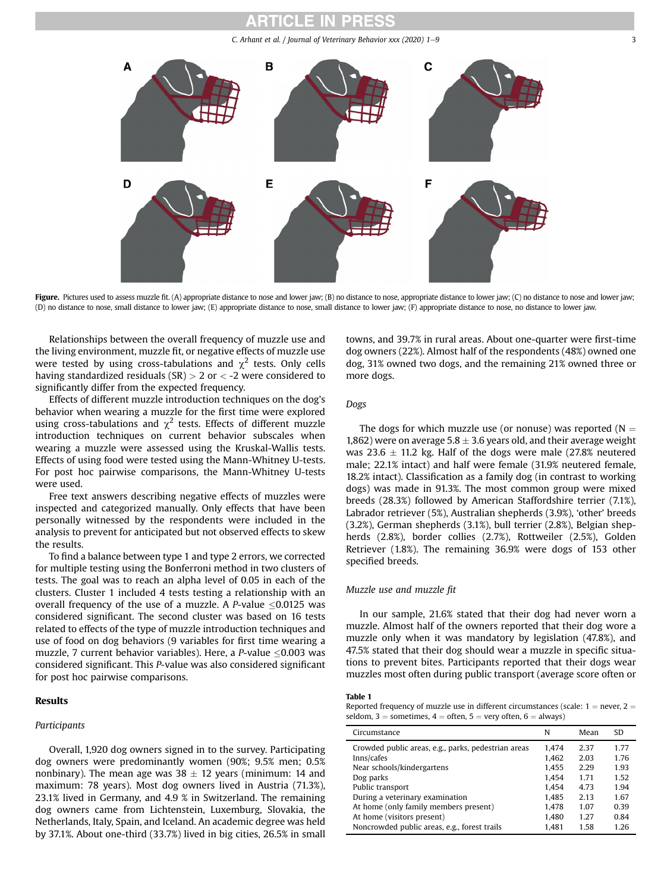**Figure.** Pictures used to assess muzzle fit. (A) appropriate distance to nose and lower jaw; (B) no distance to nose, appropriate distance to lower jaw; (C) no distance to nose and lower jaw; (D) no distance to nose, small distance to lower jaw; (E) appropriate distance to nose, small distance to lower jaw; (F) appropriate distance to nose, no distance to lower jaw.

Relationships between the overall frequency of muzzle use and the living environment, muzzle fit, or negative effects of muzzle use were tested by using cross-tabulations and $\chi^2$ tests. Only cells having standardized residuals (SR) > 2 or < -2 were considered to significantly differ from the expected frequency.

Effects of different muzzle introduction techniques on the dog's behavior when wearing a muzzle for the first time were explored using cross-tabulations and $\chi^2$ tests. Effects of different muzzle introduction techniques on current behavior subscales when wearing a muzzle were assessed using the Kruskal-Wallis tests. Effects of using food were tested using the Mann-Whitney U-tests. For post hoc pairwise comparisons, the Mann-Whitney U-tests were used.

Free text answers describing negative effects of muzzles were inspected and categorized manually. Only effects that have been personally witnessed by the respondents were included in the analysis to prevent for anticipated but not observed effects to skew the results.

To find a balance between type 1 and type 2 errors, we corrected for multiple testing using the Bonferroni method in two clusters of tests. The goal was to reach an alpha level of 0.05 in each of the clusters. Cluster 1 included 4 tests testing a relationship with an overall frequency of the use of a muzzle. A *P*-value ≤0.0125 was considered significant. The second cluster was based on 16 tests related to effects of the type of muzzle introduction techniques and use of food on dog behaviors (9 variables for first time wearing a muzzle, 7 current behavior variables). Here, a *P*-value ≤0.003 was considered significant. This *P*-value was also considered significant for post hoc pairwise comparisons.

## Results

### Participants

Overall, 1,920 dog owners signed in to the survey. Participating dog owners were predominantly women (90%; 9.5% men; 0.5% nonbinary). The mean age was 38 ± 12 years (minimum: 14 and maximum: 78 years). Most dog owners lived in Austria (71.3%), 23.1% lived in Germany, and 4.9 % in Switzerland. The remaining dog owners came from Lichtenstein, Luxemburg, Slovakia, the Netherlands, Italy, Spain, and Iceland. An academic degree was held by 37.1%. About one-third (33.7%) lived in big cities, 26.5% in small towns, and 39.7% in rural areas. About one-quarter were first-time dog owners (22%). Almost half of the respondents (48%) owned one dog, 31% owned two dogs, and the remaining 21% owned three or more dogs.

### Dogs

The dogs for which muzzle use (or nonuse) was reported (N = 1,862) were on average 5.8 ± 3.6 years old, and their average weight was 23.6 ± 11.2 kg. Half of the dogs were male (27.8% neutered male; 22.1% intact) and half were female (31.9% neutered female, 18.2% intact). Classification as a family dog (in contrast to working dogs) was made in 91.3%. The most common group were mixed breeds (28.3%) followed by American Staffordshire terrier (7.1%), Labrador retriever (5%), Australian shepherds (3.9%), 'other' breeds (3.2%), German shepherds (3.1%), bull terrier (2.8%), Belgian shepherds (2.8%), border collies (2.7%), Rottweiler (2.5%), Golden Retriever (1.8%). The remaining 36.9% were dogs of 153 other specified breeds.

### Muzzle use and muzzle fit

In our sample, 21.6% stated that their dog had never worn a muzzle. Almost half of the owners reported that their dog wore a muzzle only when it was mandatory by legislation (47.8%), and 47.5% stated that their dog should wear a muzzle in specific situations to prevent bites. Participants reported that their dogs wear muzzles most often during public transport (average score often or

**Table 1**
Reported frequency of muzzle use in different circumstances (scale: 1 = never, 2 = seldom, 3 = sometimes, 4 = often, 5 = very often, 6 = always)

| Circumstance | N | Mean | SD |
|---|---|---|---|
| Crowded public areas, e.g., parks, pedestrian areas | 1,474 | 2.37 | 1.77 |
| Inns/cafes | 1,462 | 2.03 | 1.76 |
| Near schools/kindergartens | 1,455 | 2.29 | 1.93 |
| Dog parks | 1,454 | 1.71 | 1.52 |
| Public transport | 1,454 | 4.73 | 1.94 |
| During a veterinary examination | 1,485 | 2.13 | 1.67 |
| At home (only family members present) | 1,478 | 1.07 | 0.39 |
| At home (visitors present) | 1,480 | 1.27 | 0.84 |
| Noncrowded public areas, e.g., forest trails | 1,481 | 1.58 | 1.26 |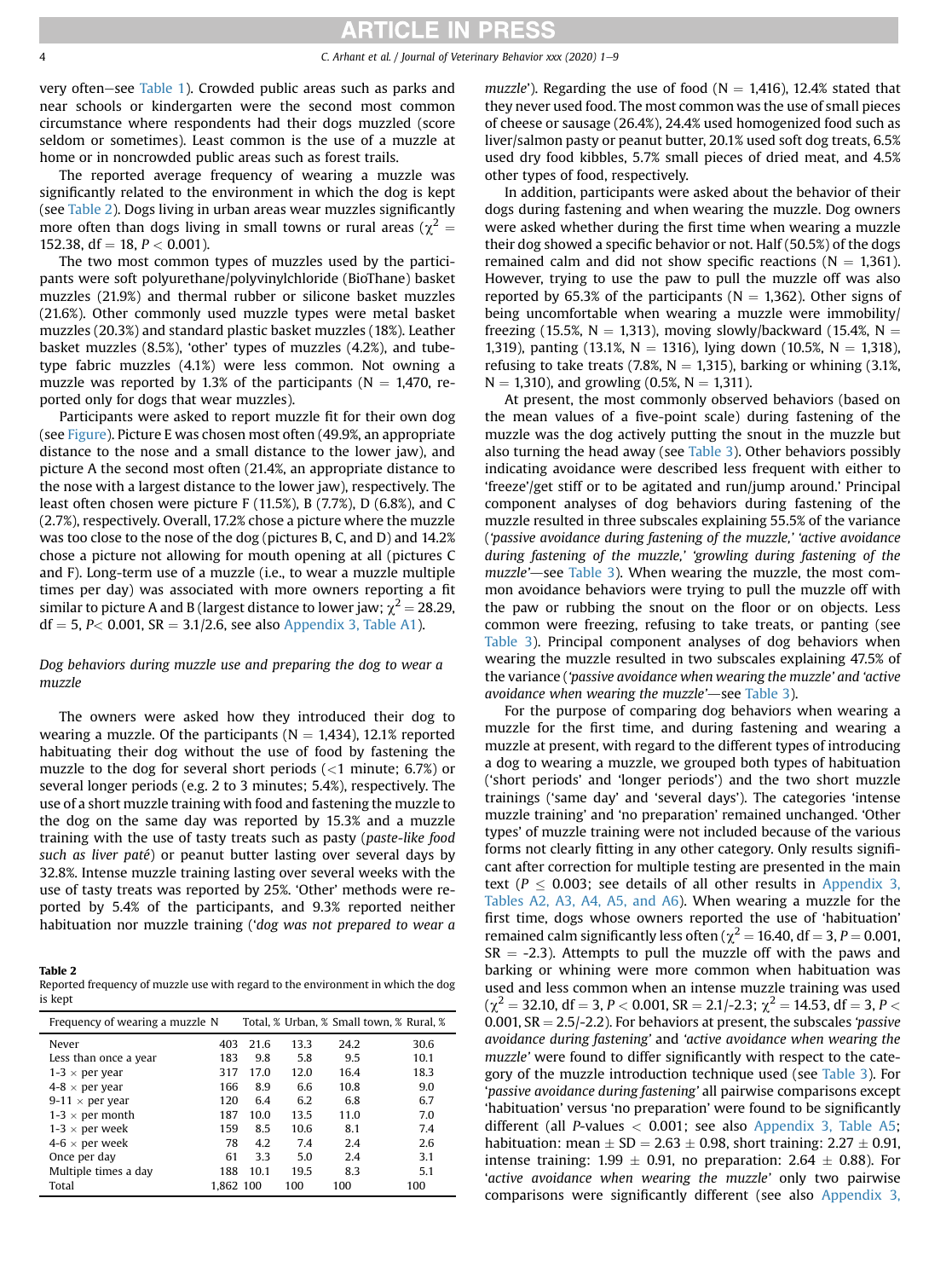very often—see Table 1). Crowded public areas such as parks and near schools or kindergarten were the second most common circumstance where respondents had their dogs muzzled (score seldom or sometimes). Least common is the use of a muzzle at home or in noncrowded public areas such as forest trails.

The reported average frequency of wearing a muzzle was significantly related to the environment in which the dog is kept (see Table 2). Dogs living in urban areas wear muzzles significantly more often than dogs living in small towns or rural areas ($\chi^2$ = 152.38, df = 18, $P < 0.001$).

The two most common types of muzzles used by the participants were soft polyurethane/polyvinylchloride (BioThane) basket muzzles (21.9%) and thermal rubber or silicone basket muzzles (21.6%). Other commonly used muzzle types were metal basket muzzles (20.3%) and standard plastic basket muzzles (18%). Leather basket muzzles (8.5%), 'other' types of muzzles (4.2%), and tube-type fabric muzzles (4.1%) were less common. Not owning a muzzle was reported by 1.3% of the participants (N = 1,470, reported only for dogs that wear muzzles).

Participants were asked to report muzzle fit for their own dog (see Figure). Picture E was chosen most often (49.9%, an appropriate distance to the nose and a small distance to the lower jaw), and picture A the second most often (21.4%, an appropriate distance to the nose with a largest distance to the lower jaw), respectively. The least often chosen were picture F (11.5%), B (7.7%), D (6.8%), and C (2.7%), respectively. Overall, 17.2% chose a picture where the muzzle was too close to the nose of the dog (pictures B, C, and D) and 14.2% chose a picture not allowing for mouth opening at all (pictures C and F). Long-term use of a muzzle (i.e., to wear a muzzle multiple times per day) was associated with more owners reporting a fit similar to picture A and B (largest distance to lower jaw; $\chi^2$ = 28.29, df = 5, $P < 0.001$, SR = 3.1/2.6, see also Appendix 3, Table A1).

### *Dog behaviors during muzzle use and preparing the dog to wear a muzzle*

The owners were asked how they introduced their dog to wearing a muzzle. Of the participants (N = 1,434), 12.1% reported habituating their dog without the use of food by fastening the muzzle to the dog for several short periods (<1 minute; 6.7%) or several longer periods (e.g. 2 to 3 minutes; 5.4%), respectively. The use of a short muzzle training with food and fastening the muzzle to the dog on the same day was reported by 15.3% and a muzzle training with the use of tasty treats such as pasty (*paste-like food such as liver paté*) or peanut butter lasting over several days by 32.8%. Intense muzzle training lasting over several weeks with the use of tasty treats was reported by 25%. 'Other' methods were reported by 5.4% of the participants, and 9.3% reported neither habituation nor muzzle training ('*dog was not prepared to wear a muzzle*'). Regarding the use of food (N = 1,416), 12.4% stated that they never used food. The most common was the use of small pieces of cheese or sausage (26.4%), 24.4% used homogenized food such as liver/salmon pasty or peanut butter, 20.1% used soft dog treats, 6.5% used dry food kibbles, 5.7% small pieces of dried meat, and 4.5% other types of food, respectively.

In addition, participants were asked about the behavior of their dogs during fastening and when wearing the muzzle. Dog owners were asked whether during the first time when wearing a muzzle their dog showed a specific behavior or not. Half (50.5%) of the dogs remained calm and did not show specific reactions (N = 1,361). However, trying to use the paw to pull the muzzle off was also reported by 65.3% of the participants (N = 1,362). Other signs of being uncomfortable when wearing a muzzle were immobility/freezing (15.5%, N = 1,313), moving slowly/backward (15.4%, N = 1,319), panting (13.1%, N = 1316), lying down (10.5%, N = 1,318), refusing to take treats (7.8%, N = 1,315), barking or whining (3.1%, N = 1,310), and growling (0.5%, N = 1,311).

At present, the most commonly observed behaviors (based on the mean values of a five-point scale) during fastening of the muzzle was the dog actively putting the snout in the muzzle but also turning the head away (see Table 3). Other behaviors possibly indicating avoidance were described less frequent with either to 'freeze'/get stiff or to be agitated and run/jump around.' Principal component analyses of dog behaviors during fastening of the muzzle resulted in three subscales explaining 55.5% of the variance ('*passive avoidance during fastening of the muzzle,' 'active avoidance during fastening of the muzzle,' 'growling during fastening of the muzzle*'—see Table 3). When wearing the muzzle, the most common avoidance behaviors were trying to pull the muzzle off with the paw or rubbing the snout on the floor or on objects. Less common were freezing, refusing to take treats, or panting (see Table 3). Principal component analyses of dog behaviors when wearing the muzzle resulted in two subscales explaining 47.5% of the variance ('*passive avoidance when wearing the muzzle' and 'active avoidance when wearing the muzzle*'—see Table 3).

For the purpose of comparing dog behaviors when wearing a muzzle for the first time, and during fastening and wearing a muzzle at present, with regard to the different types of introducing a dog to wearing a muzzle, we grouped both types of habituation ('short periods' and 'longer periods') and the two short muzzle trainings ('same day' and 'several days'). The categories 'intense muzzle training' and 'no preparation' remained unchanged. 'Other types' of muzzle training were not included because of the various forms not clearly fitting in any other category. Only results significant after correction for multiple testing are presented in the main text ($P \leq 0.003$; see details of all other results in Appendix 3, Tables A2, A3, A4, A5, and A6). When wearing a muzzle for the first time, dogs whose owners reported the use of 'habituation' remained calm significantly less often ($\chi^2$ = 16.40, df = 3, $P$ = 0.001, SR = -2.3). Attempts to pull the muzzle off with the paws and barking or whining were more common when habituation was used and less common when an intense muzzle training was used ($\chi^2$ = 32.10, df = 3, $P < 0.001$, SR = 2.1/-2.3; $\chi^2$ = 14.53, df = 3, $P < 0.001$, SR = 2.5/-2.2). For behaviors at present, the subscales '*passive avoidance during fastening*' and '*active avoidance when wearing the muzzle*' were found to differ significantly with respect to the category of the muzzle introduction technique used (see Table 3). For '*passive avoidance during fastening*' all pairwise comparisons except 'habituation' versus 'no preparation' were found to be significantly different (all $P$-values < 0.001; see also Appendix 3, Table A5; habituation: mean ± SD = 2.63 ± 0.98, short training: 2.27 ± 0.91, intense training: 1.99 ± 0.91, no preparation: 2.64 ± 0.88). For '*active avoidance when wearing the muzzle*' only two pairwise comparisons were significantly different (see also Appendix 3,

**Table 2**
Reported frequency of muzzle use with regard to the environment in which the dog is kept

| Frequency of wearing a muzzle | N | Total, % | Urban, % | Small town, % | Rural, % |
|---|---|---|---|---|---|
| Never | 403 | 21.6 | 13.3 | 24.2 | 30.6 |
| Less than once a year | 183 | 9.8 | 5.8 | 9.5 | 10.1 |
| 1-3 × per year | 317 | 17.0 | 12.0 | 16.4 | 18.3 |
| 4-8 × per year | 166 | 8.9 | 6.6 | 10.8 | 9.0 |
| 9-11 × per year | 120 | 6.4 | 6.2 | 6.8 | 6.7 |
| 1-3 × per month | 187 | 10.0 | 13.5 | 11.0 | 7.0 |
| 1-3 × per week | 159 | 8.5 | 10.6 | 8.1 | 7.4 |
| 4-6 × per week | 78 | 4.2 | 7.4 | 2.4 | 2.6 |
| Once per day | 61 | 3.3 | 5.0 | 2.4 | 3.1 |
| Multiple times a day | 188 | 10.1 | 19.5 | 8.3 | 5.1 |
| Total | 1,862 | 100 | 100 | 100 | 100 |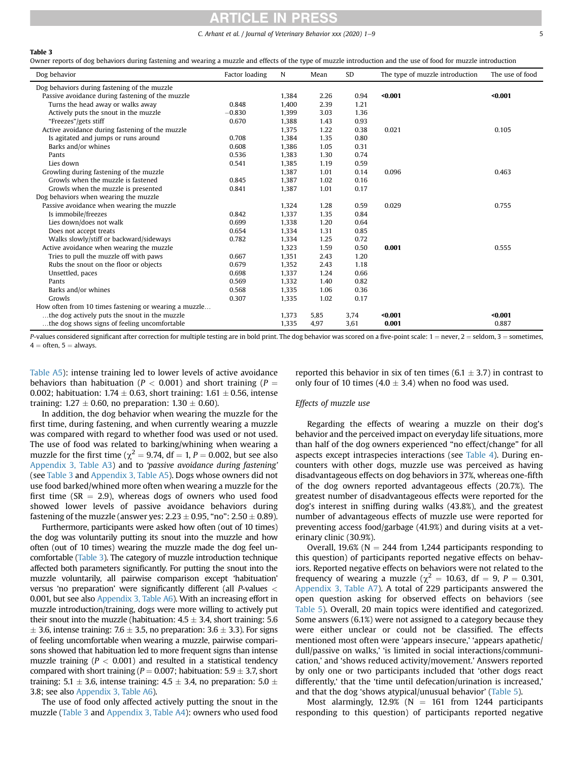**Table 3**

Owner reports of dog behaviors during fastening and wearing a muzzle and effects of the type of muzzle introduction and the use of food for muzzle introduction

| Dog behavior | Factor loading | N | Mean | SD | The type of muzzle introduction | The use of food |
|---|---|---|---|---|---|---|
| Dog behaviors during fastening of the muzzle | | | | | | |
| Passive avoidance during fastening of the muzzle | | 1,384 | 2.26 | 0.94 | **<0.001** | **<0.001** |
| Turns the head away or walks away | 0.848 | 1,400 | 2.39 | 1.21 | | |
| Actively puts the snout in the muzzle | −0.830 | 1,399 | 3.03 | 1.36 | | |
| "Freezes"/gets stiff | 0.670 | 1,388 | 1.43 | 0.93 | | |
| Active avoidance during fastening of the muzzle | | 1,375 | 1.22 | 0.38 | 0.021 | 0.105 |
| Is agitated and jumps or runs around | 0.708 | 1,384 | 1.35 | 0.80 | | |
| Barks and/or whines | 0.608 | 1,386 | 1.05 | 0.31 | | |
| Pants | 0.536 | 1,383 | 1.30 | 0.74 | | |
| Lies down | 0.541 | 1,385 | 1.19 | 0.59 | | |
| Growling during fastening of the muzzle | | 1,387 | 1.01 | 0.14 | 0.096 | 0.463 |
| Growls when the muzzle is fastened | 0.845 | 1,387 | 1.02 | 0.16 | | |
| Growls when the muzzle is presented | 0.841 | 1,387 | 1.01 | 0.17 | | |
| Dog behaviors when wearing the muzzle | | | | | | |
| Passive avoidance when wearing the muzzle | | 1,324 | 1.28 | 0.59 | 0.029 | 0.755 |
| Is immobile/freezes | 0.842 | 1,337 | 1.35 | 0.84 | | |
| Lies down/does not walk | 0.699 | 1,338 | 1.20 | 0.64 | | |
| Does not accept treats | 0.654 | 1,334 | 1.31 | 0.85 | | |
| Walks slowly/stiff or backward/sideways | 0.782 | 1,334 | 1.25 | 0.72 | | |
| Active avoidance when wearing the muzzle | | 1,323 | 1.59 | 0.50 | **0.001** | 0.555 |
| Tries to pull the muzzle off with paws | 0.667 | 1,351 | 2.43 | 1.20 | | |
| Rubs the snout on the floor or objects | 0.679 | 1,352 | 2.43 | 1.18 | | |
| Unsettled, paces | 0.698 | 1,337 | 1.24 | 0.66 | | |
| Pants | 0.569 | 1,332 | 1.40 | 0.82 | | |
| Barks and/or whines | 0.568 | 1,335 | 1.06 | 0.36 | | |
| Growls | 0.307 | 1,335 | 1.02 | 0.17 | | |
| How often from 10 times fastening or wearing a muzzle… | | | | | | |
| …the dog actively puts the snout in the muzzle | | 1,373 | 5,85 | 3,74 | **<0.001** | **<0.001** |
| …the dog shows signs of feeling uncomfortable | | 1,335 | 4,97 | 3,61 | **0.001** | 0.887 |

*P*-values considered significant after correction for multiple testing are in bold print. The dog behavior was scored on a five-point scale: 1 = never, 2 = seldom, 3 = sometimes, 4 = often, 5 = always.

Table A5): intense training led to lower levels of active avoidance behaviors than habituation ($P < 0.001$) and short training ($P = 0.002$; habituation: $1.74 \pm 0.63$, short training: $1.61 \pm 0.56$, intense training: $1.27 \pm 0.60$, no preparation: $1.30 \pm 0.60$).

In addition, the dog behavior when wearing the muzzle for the first time, during fastening, and when currently wearing a muzzle was compared with regard to whether food was used or not used. The use of food was related to barking/whining when wearing a muzzle for the first time ($\chi^2 = 9.74$, df = 1, $P = 0.002$, but see also Appendix 3, Table A3) and to *'passive avoidance during fastening'* (see Table 3 and Appendix 3, Table A5). Dogs whose owners did not use food barked/whined more often when wearing a muzzle for the first time (SR = 2.9), whereas dogs of owners who used food showed lower levels of passive avoidance behaviors during fastening of the muzzle (answer yes: $2.23 \pm 0.95$, "no": $2.50 \pm 0.89$).

Furthermore, participants were asked how often (out of 10 times) the dog was voluntarily putting its snout into the muzzle and how often (out of 10 times) wearing the muzzle made the dog feel uncomfortable (Table 3). The category of muzzle introduction technique affected both parameters significantly. For putting the snout into the muzzle voluntarily, all pairwise comparison except 'habituation' versus 'no preparation' were significantly different (all *P*-values < 0.001, but see also Appendix 3, Table A6). With an increasing effort in muzzle introduction/training, dogs were more willing to actively put their snout into the muzzle (habituation: $4.5 \pm 3.4$, short training: $5.6 \pm 3.6$, intense training: $7.6 \pm 3.5$, no preparation: $3.6 \pm 3.3$). For signs of feeling uncomfortable when wearing a muzzle, pairwise comparisons showed that habituation led to more frequent signs than intense muzzle training ($P < 0.001$) and resulted in a statistical tendency compared with short training ($P = 0.007$; habituation: $5.9 \pm 3.7$, short training: $5.1 \pm 3.6$, intense training: $4.5 \pm 3.4$, no preparation: $5.0 \pm 3.8$; see also Appendix 3, Table A6).

The use of food only affected actively putting the snout in the muzzle (Table 3 and Appendix 3, Table A4): owners who used food reported this behavior in six of ten times ($6.1 \pm 3.7$) in contrast to only four of 10 times ($4.0 \pm 3.4$) when no food was used.

### Effects of muzzle use

Regarding the effects of wearing a muzzle on their dog's behavior and the perceived impact on everyday life situations, more than half of the dog owners experienced "no effect/change" for all aspects except intraspecies interactions (see Table 4). During encounters with other dogs, muzzle use was perceived as having disadvantageous effects on dog behaviors in 37%, whereas one-fifth of the dog owners reported advantageous effects (20.7%). The greatest number of disadvantageous effects were reported for the dog's interest in sniffing during walks (43.8%), and the greatest number of advantageous effects of muzzle use were reported for preventing access food/garbage (41.9%) and during visits at a veterinary clinic (30.9%).

Overall, 19.6% (N = 244 from 1,244 participants responding to this question) of participants reported negative effects on behaviors. Reported negative effects on behaviors were not related to the frequency of wearing a muzzle ($\chi^2 = 10.63$, df = 9, $P = 0.301$, Appendix 3, Table A7). A total of 229 participants answered the open question asking for observed effects on behaviors (see Table 5). Overall, 20 main topics were identified and categorized. Some answers (6.1%) were not assigned to a category because they were either unclear or could not be classified. The effects mentioned most often were 'appears insecure,' 'appears apathetic/dull/passive on walks,' 'is limited in social interactions/communication,' and 'shows reduced activity/movement.' Answers reported by only one or two participants included that 'other dogs react differently,' that the 'time until defecation/urination is increased,' and that the dog 'shows atypical/unusual behavior' (Table 5).

Most alarmingly, 12.9% (N = 161 from 1244 participants responding to this question) of participants reported negative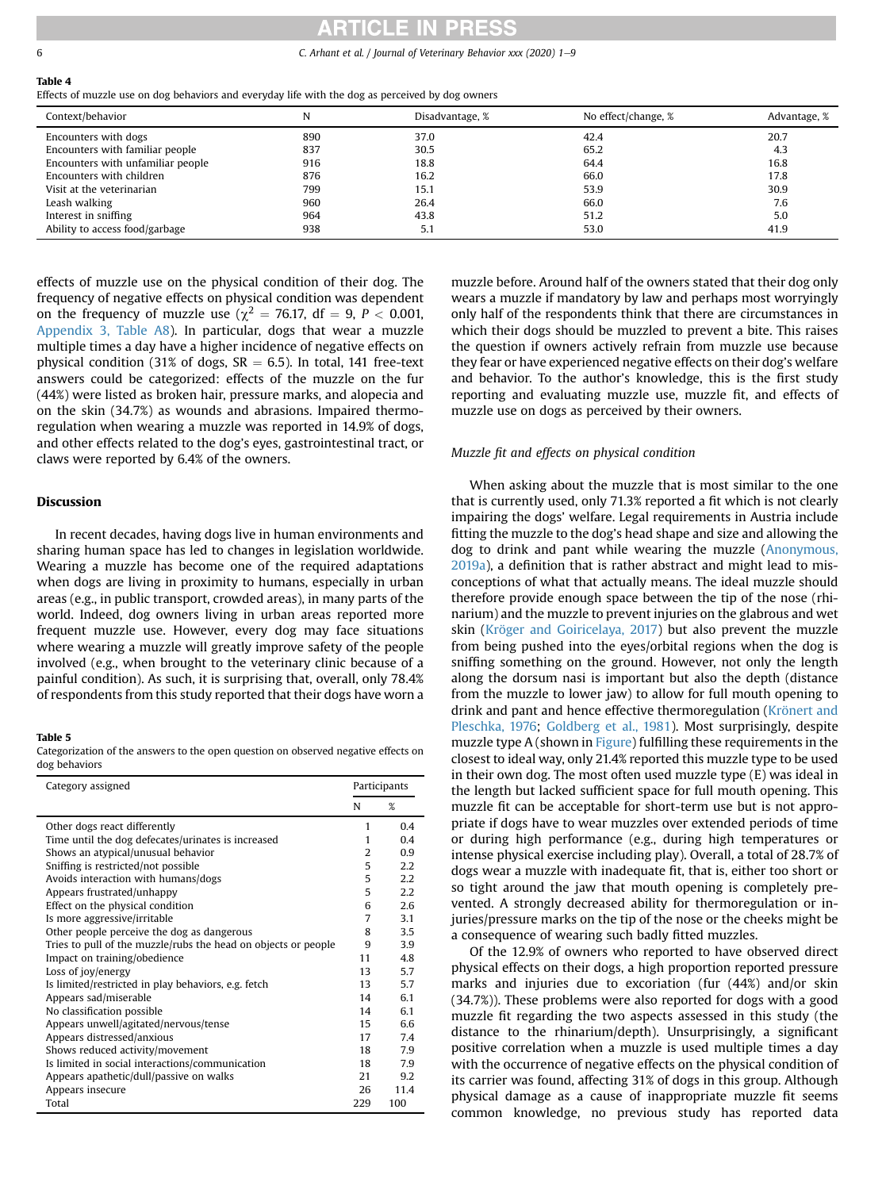**Table 4**
Effects of muzzle use on dog behaviors and everyday life with the dog as perceived by dog owners

| Context/behavior | N | Disadvantage, % | No effect/change, % | Advantage, % |
|---|---|---|---|---|
| Encounters with dogs | 890 | 37.0 | 42.4 | 20.7 |
| Encounters with familiar people | 837 | 30.5 | 65.2 | 4.3 |
| Encounters with unfamiliar people | 916 | 18.8 | 64.4 | 16.8 |
| Encounters with children | 876 | 16.2 | 66.0 | 17.8 |
| Visit at the veterinarian | 799 | 15.1 | 53.9 | 30.9 |
| Leash walking | 960 | 26.4 | 66.0 | 7.6 |
| Interest in sniffing | 964 | 43.8 | 51.2 | 5.0 |
| Ability to access food/garbage | 938 | 5.1 | 53.0 | 41.9 |

effects of muzzle use on the physical condition of their dog. The frequency of negative effects on physical condition was dependent on the frequency of muzzle use ($\chi^2 = 76.17$, df = 9, $P < 0.001$, Appendix 3, Table A8). In particular, dogs that wear a muzzle multiple times a day have a higher incidence of negative effects on physical condition (31% of dogs, SR = 6.5). In total, 141 free-text answers could be categorized: effects of the muzzle on the fur (44%) were listed as broken hair, pressure marks, and alopecia and on the skin (34.7%) as wounds and abrasions. Impaired thermoregulation when wearing a muzzle was reported in 14.9% of dogs, and other effects related to the dog's eyes, gastrointestinal tract, or claws were reported by 6.4% of the owners.

## Discussion

In recent decades, having dogs live in human environments and sharing human space has led to changes in legislation worldwide. Wearing a muzzle has become one of the required adaptations when dogs are living in proximity to humans, especially in urban areas (e.g., in public transport, crowded areas), in many parts of the world. Indeed, dog owners living in urban areas reported more frequent muzzle use. However, every dog may face situations where wearing a muzzle will greatly improve safety of the people involved (e.g., when brought to the veterinary clinic because of a painful condition). As such, it is surprising that, overall, only 78.4% of respondents from this study reported that their dogs have worn a muzzle before. Around half of the owners stated that their dog only wears a muzzle if mandatory by law and perhaps most worryingly only half of the respondents think that there are circumstances in which their dogs should be muzzled to prevent a bite. This raises the question if owners actively refrain from muzzle use because they fear or have experienced negative effects on their dog's welfare and behavior. To the author's knowledge, this is the first study reporting and evaluating muzzle use, muzzle fit, and effects of muzzle use on dogs as perceived by their owners.

**Table 5**
Categorization of the answers to the open question on observed negative effects on dog behaviors

| Category assigned | Participants | |
|---|---|---|
| | N | % |
| Other dogs react differently | 1 | 0.4 |
| Time until the dog defecates/urinates is increased | 1 | 0.4 |
| Shows an atypical/unusual behavior | 2 | 0.9 |
| Sniffing is restricted/not possible | 5 | 2.2 |
| Avoids interaction with humans/dogs | 5 | 2.2 |
| Appears frustrated/unhappy | 5 | 2.2 |
| Effect on the physical condition | 6 | 2.6 |
| Is more aggressive/irritable | 7 | 3.1 |
| Other people perceive the dog as dangerous | 8 | 3.5 |
| Tries to pull of the muzzle/rubs the head on objects or people | 9 | 3.9 |
| Impact on training/obedience | 11 | 4.8 |
| Loss of joy/energy | 13 | 5.7 |
| Is limited/restricted in play behaviors, e.g. fetch | 13 | 5.7 |
| Appears sad/miserable | 14 | 6.1 |
| No classification possible | 14 | 6.1 |
| Appears unwell/agitated/nervous/tense | 15 | 6.6 |
| Appears distressed/anxious | 17 | 7.4 |
| Shows reduced activity/movement | 18 | 7.9 |
| Is limited in social interactions/communication | 18 | 7.9 |
| Appears apathetic/dull/passive on walks | 21 | 9.2 |
| Appears insecure | 26 | 11.4 |
| Total | 229 | 100 |

### *Muzzle fit and effects on physical condition*

When asking about the muzzle that is most similar to the one that is currently used, only 71.3% reported a fit which is not clearly impairing the dogs' welfare. Legal requirements in Austria include fitting the muzzle to the dog's head shape and size and allowing the dog to drink and pant while wearing the muzzle (Anonymous, 2019a), a definition that is rather abstract and might lead to misconceptions of what that actually means. The ideal muzzle should therefore provide enough space between the tip of the nose (rhinarium) and the muzzle to prevent injuries on the glabrous and wet skin (Kröger and Goiricelaya, 2017) but also prevent the muzzle from being pushed into the eyes/orbital regions when the dog is sniffing something on the ground. However, not only the length along the dorsum nasi is important but also the depth (distance from the muzzle to lower jaw) to allow for full mouth opening to drink and pant and hence effective thermoregulation (Krönert and Pleschka, 1976; Goldberg et al., 1981). Most surprisingly, despite muzzle type A (shown in Figure) fulfilling these requirements in the closest to ideal way, only 21.4% reported this muzzle type to be used in their own dog. The most often used muzzle type (E) was ideal in the length but lacked sufficient space for full mouth opening. This muzzle fit can be acceptable for short-term use but is not appropriate if dogs have to wear muzzles over extended periods of time or during high performance (e.g., during high temperatures or intense physical exercise including play). Overall, a total of 28.7% of dogs wear a muzzle with inadequate fit, that is, either too short or so tight around the jaw that mouth opening is completely prevented. A strongly decreased ability for thermoregulation or injuries/pressure marks on the tip of the nose or the cheeks might be a consequence of wearing such badly fitted muzzles.

Of the 12.9% of owners who reported to have observed direct physical effects on their dogs, a high proportion reported pressure marks and injuries due to excoriation (fur (44%) and/or skin (34.7%)). These problems were also reported for dogs with a good muzzle fit regarding the two aspects assessed in this study (the distance to the rhinarium/depth). Unsurprisingly, a significant positive correlation when a muzzle is used multiple times a day with the occurrence of negative effects on the physical condition of its carrier was found, affecting 31% of dogs in this group. Although physical damage as a cause of inappropriate muzzle fit seems common knowledge, no previous study has reported data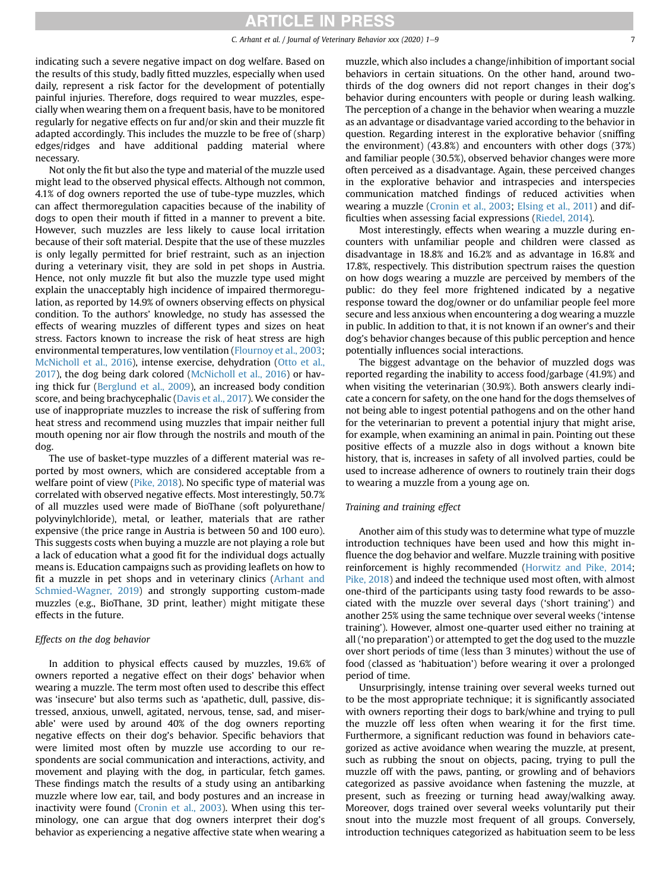indicating such a severe negative impact on dog welfare. Based on the results of this study, badly fitted muzzles, especially when used daily, represent a risk factor for the development of potentially painful injuries. Therefore, dogs required to wear muzzles, especially when wearing them on a frequent basis, have to be monitored regularly for negative effects on fur and/or skin and their muzzle fit adapted accordingly. This includes the muzzle to be free of (sharp) edges/ridges and have additional padding material where necessary.

Not only the fit but also the type and material of the muzzle used might lead to the observed physical effects. Although not common, 4.1% of dog owners reported the use of tube-type muzzles, which can affect thermoregulation capacities because of the inability of dogs to open their mouth if fitted in a manner to prevent a bite. However, such muzzles are less likely to cause local irritation because of their soft material. Despite that the use of these muzzles is only legally permitted for brief restraint, such as an injection during a veterinary visit, they are sold in pet shops in Austria. Hence, not only muzzle fit but also the muzzle type used might explain the unacceptably high incidence of impaired thermoregulation, as reported by 14.9% of owners observing effects on physical condition. To the authors' knowledge, no study has assessed the effects of wearing muzzles of different types and sizes on heat stress. Factors known to increase the risk of heat stress are high environmental temperatures, low ventilation (Flournoy et al., 2003; McNicholl et al., 2016), intense exercise, dehydration (Otto et al., 2017), the dog being dark colored (McNicholl et al., 2016) or having thick fur (Berglund et al., 2009), an increased body condition score, and being brachycephalic (Davis et al., 2017). We consider the use of inappropriate muzzles to increase the risk of suffering from heat stress and recommend using muzzles that impair neither full mouth opening nor air flow through the nostrils and mouth of the dog.

The use of basket-type muzzles of a different material was reported by most owners, which are considered acceptable from a welfare point of view (Pike, 2018). No specific type of material was correlated with observed negative effects. Most interestingly, 50.7% of all muzzles used were made of BioThane (soft polyurethane/polyvinylchloride), metal, or leather, materials that are rather expensive (the price range in Austria is between 50 and 100 euro). This suggests costs when buying a muzzle are not playing a role but a lack of education what a good fit for the individual dogs actually means is. Education campaigns such as providing leaflets on how to fit a muzzle in pet shops and in veterinary clinics (Arhant and Schmied-Wagner, 2019) and strongly supporting custom-made muzzles (e.g., BioThane, 3D print, leather) might mitigate these effects in the future.

### *Effects on the dog behavior*

In addition to physical effects caused by muzzles, 19.6% of owners reported a negative effect on their dogs' behavior when wearing a muzzle. The term most often used to describe this effect was 'insecure' but also terms such as 'apathetic, dull, passive, distressed, anxious, unwell, agitated, nervous, tense, sad, and miserable' were used by around 40% of the dog owners reporting negative effects on their dog's behavior. Specific behaviors that were limited most often by muzzle use according to our respondents are social communication and interactions, activity, and movement and playing with the dog, in particular, fetch games. These findings match the results of a study using an antibarking muzzle where low ear, tail, and body postures and an increase in inactivity were found (Cronin et al., 2003). When using this terminology, one can argue that dog owners interpret their dog's behavior as experiencing a negative affective state when wearing a muzzle, which also includes a change/inhibition of important social behaviors in certain situations. On the other hand, around two-thirds of the dog owners did not report changes in their dog's behavior during encounters with people or during leash walking. The perception of a change in the behavior when wearing a muzzle as an advantage or disadvantage varied according to the behavior in question. Regarding interest in the explorative behavior (sniffing the environment) (43.8%) and encounters with other dogs (37%) and familiar people (30.5%), observed behavior changes were more often perceived as a disadvantage. Again, these perceived changes in the explorative behavior and intraspecies and interspecies communication matched findings of reduced activities when wearing a muzzle (Cronin et al., 2003; Elsing et al., 2011) and difficulties when assessing facial expressions (Riedel, 2014).

Most interestingly, effects when wearing a muzzle during encounters with unfamiliar people and children were classed as disadvantage in 18.8% and 16.2% and as advantage in 16.8% and 17.8%, respectively. This distribution spectrum raises the question on how dogs wearing a muzzle are perceived by members of the public: do they feel more frightened indicated by a negative response toward the dog/owner or do unfamiliar people feel more secure and less anxious when encountering a dog wearing a muzzle in public. In addition to that, it is not known if an owner's and their dog's behavior changes because of this public perception and hence potentially influences social interactions.

The biggest advantage on the behavior of muzzled dogs was reported regarding the inability to access food/garbage (41.9%) and when visiting the veterinarian (30.9%). Both answers clearly indicate a concern for safety, on the one hand for the dogs themselves of not being able to ingest potential pathogens and on the other hand for the veterinarian to prevent a potential injury that might arise, for example, when examining an animal in pain. Pointing out these positive effects of a muzzle also in dogs without a known bite history, that is, increases in safety of all involved parties, could be used to increase adherence of owners to routinely train their dogs to wearing a muzzle from a young age on.

### *Training and training effect*

Another aim of this study was to determine what type of muzzle introduction techniques have been used and how this might influence the dog behavior and welfare. Muzzle training with positive reinforcement is highly recommended (Horwitz and Pike, 2014; Pike, 2018) and indeed the technique used most often, with almost one-third of the participants using tasty food rewards to be associated with the muzzle over several days ('short training') and another 25% using the same technique over several weeks ('intense training'). However, almost one-quarter used either no training at all ('no preparation') or attempted to get the dog used to the muzzle over short periods of time (less than 3 minutes) without the use of food (classed as 'habituation') before wearing it over a prolonged period of time.

Unsurprisingly, intense training over several weeks turned out to be the most appropriate technique; it is significantly associated with owners reporting their dogs to bark/whine and trying to pull the muzzle off less often when wearing it for the first time. Furthermore, a significant reduction was found in behaviors categorized as active avoidance when wearing the muzzle, at present, such as rubbing the snout on objects, pacing, trying to pull the muzzle off with the paws, panting, or growling and of behaviors categorized as passive avoidance when fastening the muzzle, at present, such as freezing or turning head away/walking away. Moreover, dogs trained over several weeks voluntarily put their snout into the muzzle most frequent of all groups. Conversely, introduction techniques categorized as habituation seem to be less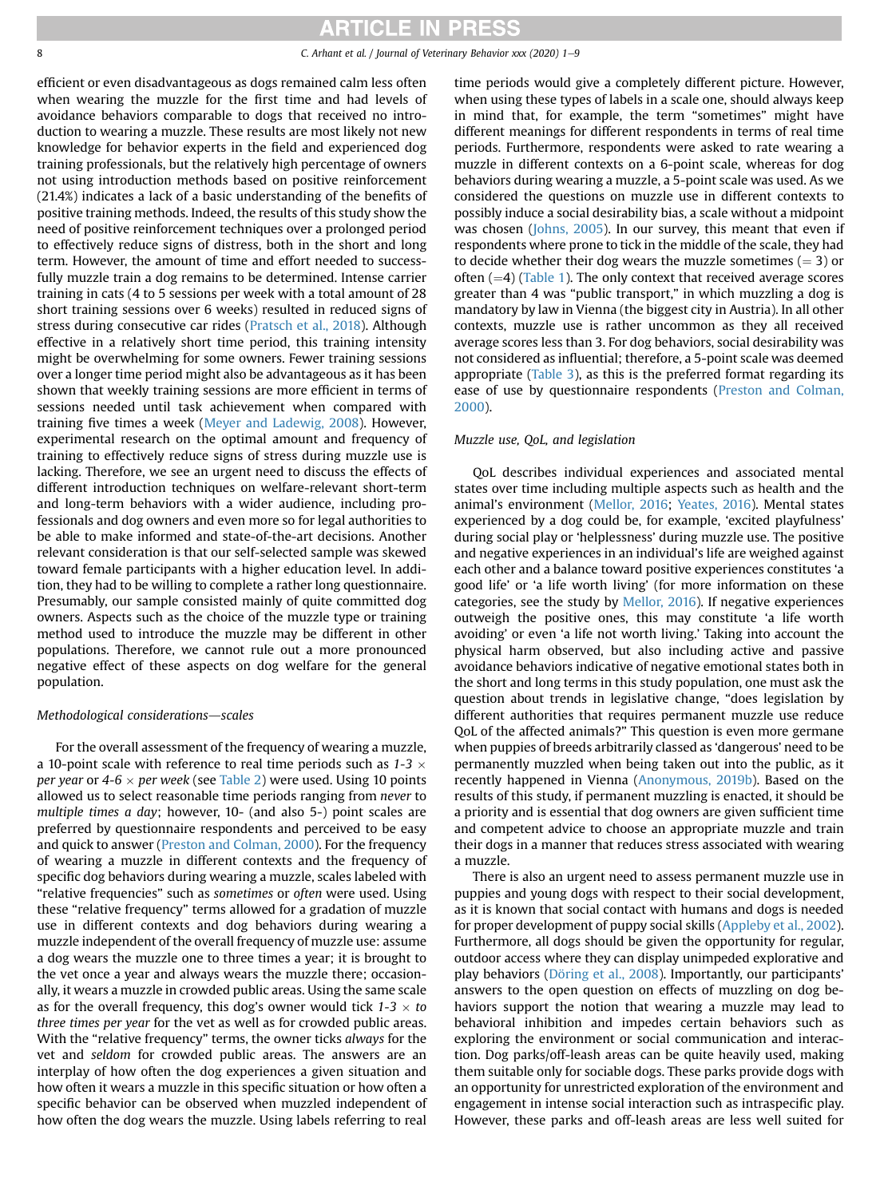efficient or even disadvantageous as dogs remained calm less often when wearing the muzzle for the first time and had levels of avoidance behaviors comparable to dogs that received no introduction to wearing a muzzle. These results are most likely not new knowledge for behavior experts in the field and experienced dog training professionals, but the relatively high percentage of owners not using introduction methods based on positive reinforcement (21.4%) indicates a lack of a basic understanding of the benefits of positive training methods. Indeed, the results of this study show the need of positive reinforcement techniques over a prolonged period to effectively reduce signs of distress, both in the short and long term. However, the amount of time and effort needed to successfully muzzle train a dog remains to be determined. Intense carrier training in cats (4 to 5 sessions per week with a total amount of 28 short training sessions over 6 weeks) resulted in reduced signs of stress during consecutive car rides (Pratsch et al., 2018). Although effective in a relatively short time period, this training intensity might be overwhelming for some owners. Fewer training sessions over a longer time period might also be advantageous as it has been shown that weekly training sessions are more efficient in terms of sessions needed until task achievement when compared with training five times a week (Meyer and Ladewig, 2008). However, experimental research on the optimal amount and frequency of training to effectively reduce signs of stress during muzzle use is lacking. Therefore, we see an urgent need to discuss the effects of different introduction techniques on welfare-relevant short-term and long-term behaviors with a wider audience, including professionals and dog owners and even more so for legal authorities to be able to make informed and state-of-the-art decisions. Another relevant consideration is that our self-selected sample was skewed toward female participants with a higher education level. In addition, they had to be willing to complete a rather long questionnaire. Presumably, our sample consisted mainly of quite committed dog owners. Aspects such as the choice of the muzzle type or training method used to introduce the muzzle may be different in other populations. Therefore, we cannot rule out a more pronounced negative effect of these aspects on dog welfare for the general population.

### Methodological considerations—scales

For the overall assessment of the frequency of wearing a muzzle, a 10-point scale with reference to real time periods such as *1-3 × per year* or *4-6 × per week* (see Table 2) were used. Using 10 points allowed us to select reasonable time periods ranging from *never* to *multiple times a day*; however, 10- (and also 5-) point scales are preferred by questionnaire respondents and perceived to be easy and quick to answer (Preston and Colman, 2000). For the frequency of wearing a muzzle in different contexts and the frequency of specific dog behaviors during wearing a muzzle, scales labeled with "relative frequencies" such as *sometimes* or *often* were used. Using these "relative frequency" terms allowed for a gradation of muzzle use in different contexts and dog behaviors during wearing a muzzle independent of the overall frequency of muzzle use: assume a dog wears the muzzle one to three times a year; it is brought to the vet once a year and always wears the muzzle there; occasionally, it wears a muzzle in crowded public areas. Using the same scale as for the overall frequency, this dog's owner would tick *1-3 × to three times per year* for the vet as well as for crowded public areas. With the "relative frequency" terms, the owner ticks *always* for the vet and *seldom* for crowded public areas. The answers are an interplay of how often the dog experiences a given situation and how often it wears a muzzle in this specific situation or how often a specific behavior can be observed when muzzled independent of how often the dog wears the muzzle. Using labels referring to real time periods would give a completely different picture. However, when using these types of labels in a scale one, should always keep in mind that, for example, the term "sometimes" might have different meanings for different respondents in terms of real time periods. Furthermore, respondents were asked to rate wearing a muzzle in different contexts on a 6-point scale, whereas for dog behaviors during wearing a muzzle, a 5-point scale was used. As we considered the questions on muzzle use in different contexts to possibly induce a social desirability bias, a scale without a midpoint was chosen (Johns, 2005). In our survey, this meant that even if respondents where prone to tick in the middle of the scale, they had to decide whether their dog wears the muzzle sometimes (= 3) or often (=4) (Table 1). The only context that received average scores greater than 4 was "public transport," in which muzzling a dog is mandatory by law in Vienna (the biggest city in Austria). In all other contexts, muzzle use is rather uncommon as they all received average scores less than 3. For dog behaviors, social desirability was not considered as influential; therefore, a 5-point scale was deemed appropriate (Table 3), as this is the preferred format regarding its ease of use by questionnaire respondents (Preston and Colman, 2000).

### Muzzle use, QoL, and legislation

QoL describes individual experiences and associated mental states over time including multiple aspects such as health and the animal's environment (Mellor, 2016; Yeates, 2016). Mental states experienced by a dog could be, for example, 'excited playfulness' during social play or 'helplessness' during muzzle use. The positive and negative experiences in an individual's life are weighed against each other and a balance toward positive experiences constitutes 'a good life' or 'a life worth living' (for more information on these categories, see the study by Mellor, 2016). If negative experiences outweigh the positive ones, this may constitute 'a life worth avoiding' or even 'a life not worth living.' Taking into account the physical harm observed, but also including active and passive avoidance behaviors indicative of negative emotional states both in the short and long terms in this study population, one must ask the question about trends in legislative change, "does legislation by different authorities that requires permanent muzzle use reduce QoL of the affected animals?" This question is even more germane when puppies of breeds arbitrarily classed as 'dangerous' need to be permanently muzzled when being taken out into the public, as it recently happened in Vienna (Anonymous, 2019b). Based on the results of this study, if permanent muzzling is enacted, it should be a priority and is essential that dog owners are given sufficient time and competent advice to choose an appropriate muzzle and train their dogs in a manner that reduces stress associated with wearing a muzzle.

There is also an urgent need to assess permanent muzzle use in puppies and young dogs with respect to their social development, as it is known that social contact with humans and dogs is needed for proper development of puppy social skills (Appleby et al., 2002). Furthermore, all dogs should be given the opportunity for regular, outdoor access where they can display unimpeded explorative and play behaviors (Döring et al., 2008). Importantly, our participants' answers to the open question on effects of muzzling on dog behaviors support the notion that wearing a muzzle may lead to behavioral inhibition and impedes certain behaviors such as exploring the environment or social communication and interaction. Dog parks/off-leash areas can be quite heavily used, making them suitable only for sociable dogs. These parks provide dogs with an opportunity for unrestricted exploration of the environment and engagement in intense social interaction such as intraspecific play. However, these parks and off-leash areas are less well suited for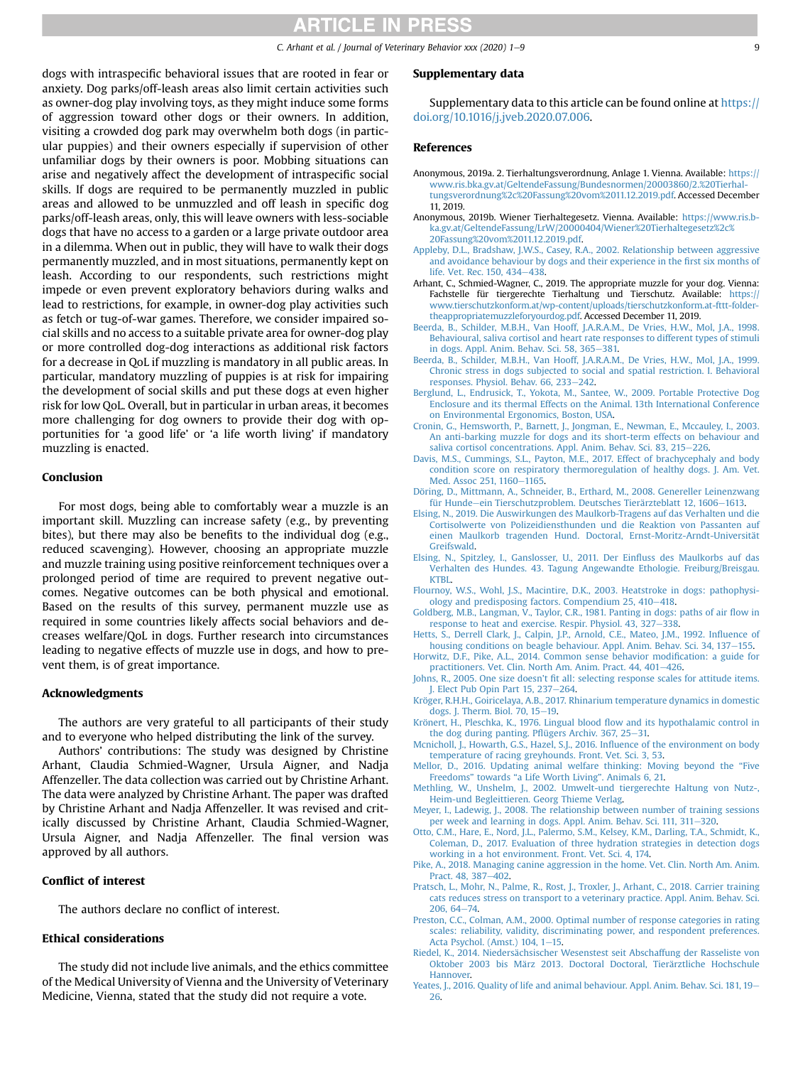dogs with intraspecific behavioral issues that are rooted in fear or anxiety. Dog parks/off-leash areas also limit certain activities such as owner-dog play involving toys, as they might induce some forms of aggression toward other dogs or their owners. In addition, visiting a crowded dog park may overwhelm both dogs (in particular puppies) and their owners especially if supervision of other unfamiliar dogs by their owners is poor. Mobbing situations can arise and negatively affect the development of intraspecific social skills. If dogs are required to be permanently muzzled in public areas and allowed to be unmuzzled and off leash in specific dog parks/off-leash areas, only, this will leave owners with less-sociable dogs that have no access to a garden or a large private outdoor area in a dilemma. When out in public, they will have to walk their dogs permanently muzzled, and in most situations, permanently kept on leash. According to our respondents, such restrictions might impede or even prevent exploratory behaviors during walks and lead to restrictions, for example, in owner-dog play activities such as fetch or tug-of-war games. Therefore, we consider impaired social skills and no access to a suitable private area for owner-dog play or more controlled dog-dog interactions as additional risk factors for a decrease in QoL if muzzling is mandatory in all public areas. In particular, mandatory muzzling of puppies is at risk for impairing the development of social skills and put these dogs at even higher risk for low QoL. Overall, but in particular in urban areas, it becomes more challenging for dog owners to provide their dog with opportunities for 'a good life' or 'a life worth living' if mandatory muzzling is enacted.

## Conclusion

For most dogs, being able to comfortably wear a muzzle is an important skill. Muzzling can increase safety (e.g., by preventing bites), but there may also be benefits to the individual dog (e.g., reduced scavenging). However, choosing an appropriate muzzle and muzzle training using positive reinforcement techniques over a prolonged period of time are required to prevent negative outcomes. Negative outcomes can be both physical and emotional. Based on the results of this survey, permanent muzzle use as required in some countries likely affects social behaviors and decreases welfare/QoL in dogs. Further research into circumstances leading to negative effects of muzzle use in dogs, and how to prevent them, is of great importance.

## Acknowledgments

The authors are very grateful to all participants of their study and to everyone who helped distributing the link of the survey.

Authors' contributions: The study was designed by Christine Arhant, Claudia Schmied-Wagner, Ursula Aigner, and Nadja Affenzeller. The data collection was carried out by Christine Arhant. The data were analyzed by Christine Arhant. The paper was drafted by Christine Arhant and Nadja Affenzeller. It was revised and critically discussed by Christine Arhant, Claudia Schmied-Wagner, Ursula Aigner, and Nadja Affenzeller. The final version was approved by all authors.

## Conflict of interest

The authors declare no conflict of interest.

## Ethical considerations

The study did not include live animals, and the ethics committee of the Medical University of Vienna and the University of Veterinary Medicine, Vienna, stated that the study did not require a vote.

## Supplementary data

Supplementary data to this article can be found online at https://doi.org/10.1016/j.jveb.2020.07.006.

## References

Anonymous, 2019a. 2. Tierhaltungsverordnung, Anlage 1. Vienna. Available: https://www.ris.bka.gv.at/GeltendeFassung/Bundesnormen/20003860/2.%20Tierhaltungsverordnung%2c%20Fassung%20vom%2011.12.2019.pdf. Accessed December 11, 2019.

Anonymous, 2019b. Wiener Tierhaltegesetz. Vienna. Available: https://www.ris.bka.gv.at/GeltendeFassung/LrW/20000404/Wiener%20Tierhaltegesetz%2c%20Fassung%20vom%2011.12.2019.pdf.

Appleby, D.L., Bradshaw, J.W.S., Casey, R.A., 2002. Relationship between aggressive and avoidance behaviour by dogs and their experience in the first six months of life. Vet. Rec. 150, 434–438.

Arhant, C., Schmied-Wagner, C., 2019. The appropriate muzzle for your dog. Vienna: Fachstelle für tiergerechte Tierhaltung und Tierschutz. Available: https://www.tierschutzkonform.at/wp-content/uploads/tierschutzkonform.at-fttt-folder-theappropriatemuzzleforyourdog.pdf. Accessed December 11, 2019.

Beerda, B., Schilder, M.B.H., Van Hooff, J.A.R.A.M., De Vries, H.W., Mol, J.A., 1998. Behavioural, saliva cortisol and heart rate responses to different types of stimuli in dogs. Appl. Anim. Behav. Sci. 58, 365–381.

Beerda, B., Schilder, M.B.H., Van Hooff, J.A.R.A.M., De Vries, H.W., Mol, J.A., 1999. Chronic stress in dogs subjected to social and spatial restriction. I. Behavioral responses. Physiol. Behav. 66, 233–242.

Berglund, L., Endrusick, T., Yokota, M., Santee, W., 2009. Portable Protective Dog Enclosure and its thermal Effects on the Animal. 13th International Conference on Environmental Ergonomics, Boston, USA.

Cronin, G., Hemsworth, P., Barnett, J., Jongman, E., Newman, E., Mccauley, I., 2003. An anti-barking muzzle for dogs and its short-term effects on behaviour and saliva cortisol concentrations. Appl. Anim. Behav. Sci. 83, 215–226.

Davis, M.S., Cummings, S.L., Payton, M.E., 2017. Effect of brachycephaly and body condition score on respiratory thermoregulation of healthy dogs. J. Am. Vet. Med. Assoc 251, 1160–1165.

Döring, D., Mittmann, A., Schneider, B., Erthard, M., 2008. Genereller Leinenzwang für Hunde—ein Tierschutzproblem. Deutsches Tierärzteblatt 12, 1606–1613.

Elsing, N., 2019. Die Auswirkungen des Maulkorb-Tragens auf das Verhalten und die Cortisolwerte von Polizeidiensthunden und die Reaktion von Passanten auf einen Maulkorb tragenden Hund. Doctoral, Ernst-Moritz-Arndt-Universität Greifswald.

Elsing, N., Spitzley, I., Ganslosser, U., 2011. Der Einfluss des Maulkorbs auf das Verhalten des Hundes. 43. Tagung Angewandte Ethologie. Freiburg/Breisgau. KTBL.

Flournoy, W.S., Wohl, J.S., Macintire, D.K., 2003. Heatstroke in dogs: pathophysiology and predisposing factors. Compendium 25, 410–418.

Goldberg, M.B., Langman, V., Taylor, C.R., 1981. Panting in dogs: paths of air flow in response to heat and exercise. Respir. Physiol. 43, 327–338.

Hetts, S., Derrell Clark, J., Calpin, J.P., Arnold, C.E., Mateo, J.M., 1992. Influence of housing conditions on beagle behaviour. Appl. Anim. Behav. Sci. 34, 137–155.

Horwitz, D.F., Pike, A.L., 2014. Common sense behavior modification: a guide for practitioners. Vet. Clin. North Am. Anim. Pract. 44, 401–426.

Johns, R., 2005. One size doesn't fit all: selecting response scales for attitude items. J. Elect Pub Opin Part 15, 237–264.

Kröger, R.H.H., Goiricelaya, A.B., 2017. Rhinarium temperature dynamics in domestic dogs. J. Therm. Biol. 70, 15–19.

Krönert, H., Pleschka, K., 1976. Lingual blood flow and its hypothalamic control in the dog during panting. Pflügers Archiv. 367, 25–31.

Mcnicholl, J., Howarth, G.S., Hazel, S.J., 2016. Influence of the environment on body temperature of racing greyhounds. Front. Vet. Sci. 3, 53.

Mellor, D., 2016. Updating animal welfare thinking: Moving beyond the "Five Freedoms" towards "a Life Worth Living". Animals 6, 21.

Methling, W., Unshelm, J., 2002. Umwelt-und tiergerechte Haltung von Nutz-, Heim-und Begleittieren. Georg Thieme Verlag.

Meyer, I., Ladewig, J., 2008. The relationship between number of training sessions per week and learning in dogs. Appl. Anim. Behav. Sci. 111, 311–320.

Otto, C.M., Hare, E., Nord, J.L., Palermo, S.M., Kelsey, K.M., Darling, T.A., Schmidt, K., Coleman, D., 2017. Evaluation of three hydration strategies in detection dogs working in a hot environment. Front. Vet. Sci. 4, 174.

Pike, A., 2018. Managing canine aggression in the home. Vet. Clin. North Am. Anim. Pract. 48, 387–402.

Pratsch, L., Mohr, N., Palme, R., Rost, J., Troxler, J., Arhant, C., 2018. Carrier training cats reduces stress on transport to a veterinary practice. Appl. Anim. Behav. Sci. 206, 64–74.

Preston, C.C., Colman, A.M., 2000. Optimal number of response categories in rating scales: reliability, validity, discriminating power, and respondent preferences. Acta Psychol. (Amst.) 104, 1–15.

Riedel, K., 2014. Niedersächsischer Wesenstest seit Abschaffung der Rasseliste von Oktober 2003 bis März 2013. Doctoral Doctoral, Tierärztliche Hochschule Hannover.

Yeates, J., 2016. Quality of life and animal behaviour. Appl. Anim. Behav. Sci. 181, 19–26.